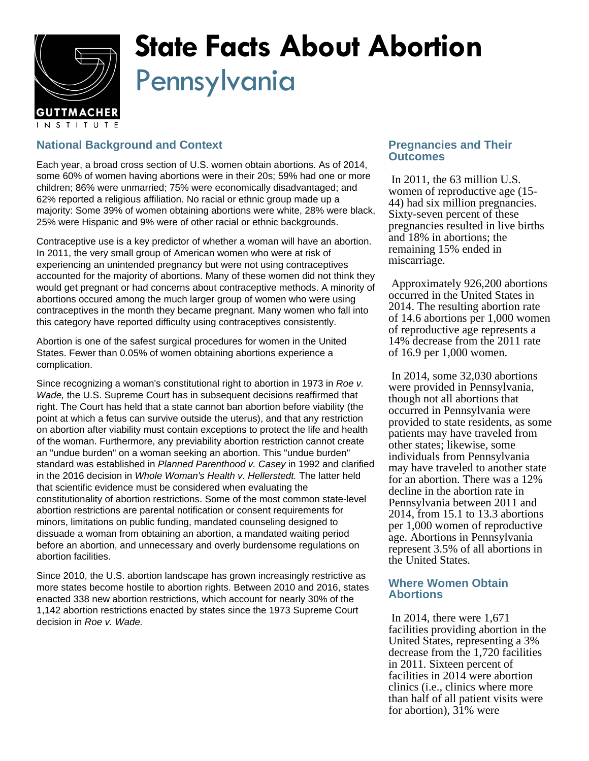# State Facts About Abortion
## Pennsylvania

GUTTMACHER INSTITUTE

### National Background and Context

Each year, a broad cross section of U.S. women obtain abortions. As of 2014, some 60% of women having abortions were in their 20s; 59% had one or more children; 86% were unmarried; 75% were economically disadvantaged; and 62% reported a religious affiliation. No racial or ethnic group made up a majority: Some 39% of women obtaining abortions were white, 28% were black, 25% were Hispanic and 9% were of other racial or ethnic backgrounds.

Contraceptive use is a key predictor of whether a woman will have an abortion. In 2011, the very small group of American women who were at risk of experiencing an unintended pregnancy but were not using contraceptives accounted for the majority of abortions. Many of these women did not think they would get pregnant or had concerns about contraceptive methods. A minority of abortions occured among the much larger group of women who were using contraceptives in the month they became pregnant. Many women who fall into this category have reported difficulty using contraceptives consistently.

Abortion is one of the safest surgical procedures for women in the United States. Fewer than 0.05% of women obtaining abortions experience a complication.

Since recognizing a woman's constitutional right to abortion in 1973 in *Roe v. Wade,* the U.S. Supreme Court has in subsequent decisions reaffirmed that right. The Court has held that a state cannot ban abortion before viability (the point at which a fetus can survive outside the uterus), and that any restriction on abortion after viability must contain exceptions to protect the life and health of the woman. Furthermore, any previability abortion restriction cannot create an "undue burden" on a woman seeking an abortion. This "undue burden" standard was established in *Planned Parenthood v. Casey* in 1992 and clarified in the 2016 decision in *Whole Woman's Health v. Hellerstedt.* The latter held that scientific evidence must be considered when evaluating the constitutionality of abortion restrictions. Some of the most common state-level abortion restrictions are parental notification or consent requirements for minors, limitations on public funding, mandated counseling designed to dissuade a woman from obtaining an abortion, a mandated waiting period before an abortion, and unnecessary and overly burdensome regulations on abortion facilities.

Since 2010, the U.S. abortion landscape has grown increasingly restrictive as more states become hostile to abortion rights. Between 2010 and 2016, states enacted 338 new abortion restrictions, which account for nearly 30% of the 1,142 abortion restrictions enacted by states since the 1973 Supreme Court decision in *Roe v. Wade.*

### Pregnancies and Their Outcomes

In 2011, the 63 million U.S. women of reproductive age (15-44) had six million pregnancies. Sixty-seven percent of these pregnancies resulted in live births and 18% in abortions; the remaining 15% ended in miscarriage.

Approximately 926,200 abortions occurred in the United States in 2014. The resulting abortion rate of 14.6 abortions per 1,000 women of reproductive age represents a 14% decrease from the 2011 rate of 16.9 per 1,000 women.

In 2014, some 32,030 abortions were provided in Pennsylvania, though not all abortions that occurred in Pennsylvania were provided to state residents, as some patients may have traveled from other states; likewise, some individuals from Pennsylvania may have traveled to another state for an abortion. There was a 12% decline in the abortion rate in Pennsylvania between 2011 and 2014, from 15.1 to 13.3 abortions per 1,000 women of reproductive age. Abortions in Pennsylvania represent 3.5% of all abortions in the United States.

### Where Women Obtain Abortions

In 2014, there were 1,671 facilities providing abortion in the United States, representing a 3% decrease from the 1,720 facilities in 2011. Sixteen percent of facilities in 2014 were abortion clinics (i.e., clinics where more than half of all patient visits were for abortion), 31% were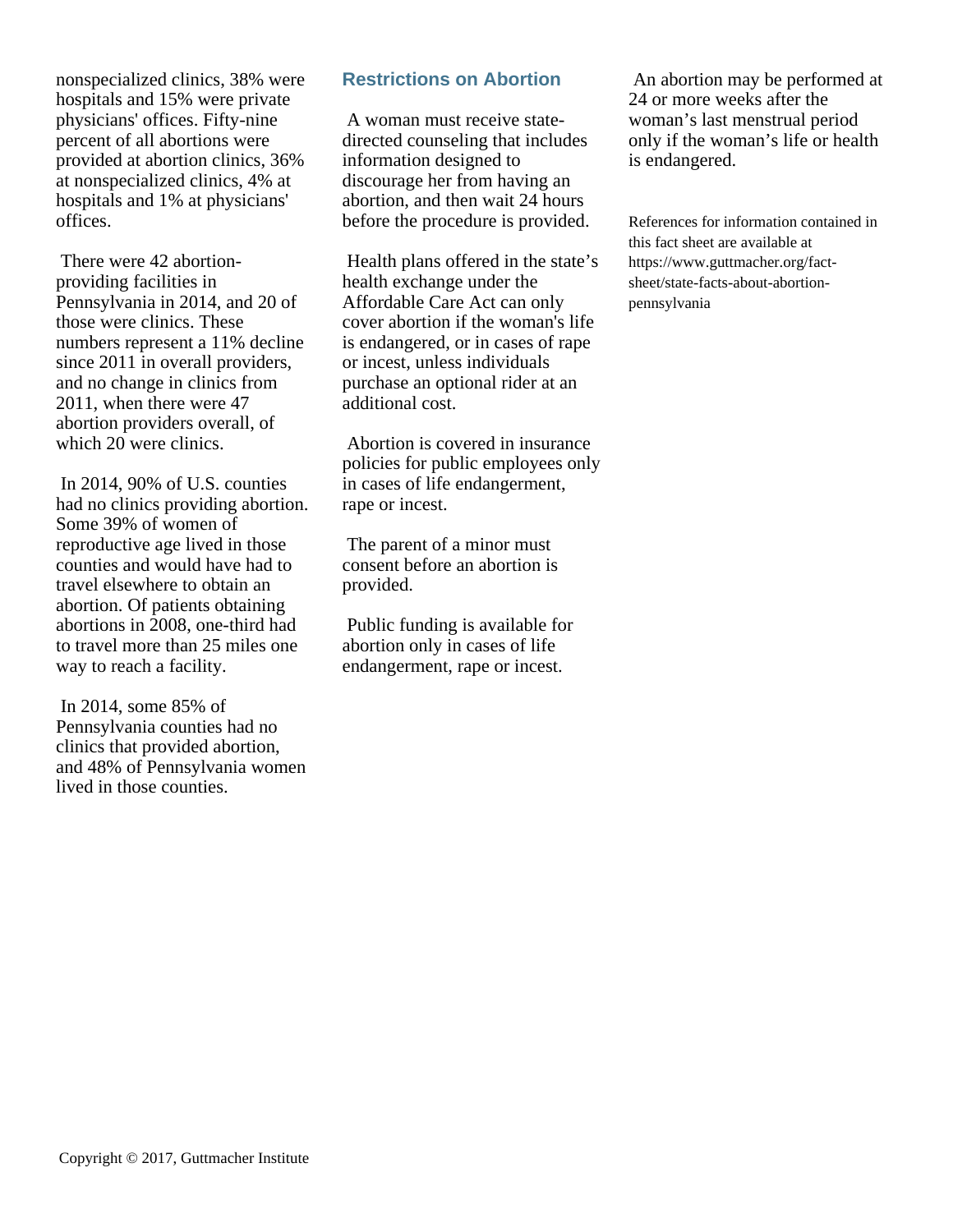nonspecialized clinics, 38% were hospitals and 15% were private physicians' offices. Fifty-nine percent of all abortions were provided at abortion clinics, 36% at nonspecialized clinics, 4% at hospitals and 1% at physicians' offices.

There were 42 abortion-providing facilities in Pennsylvania in 2014, and 20 of those were clinics. These numbers represent a 11% decline since 2011 in overall providers, and no change in clinics from 2011, when there were 47 abortion providers overall, of which 20 were clinics.

In 2014, 90% of U.S. counties had no clinics providing abortion. Some 39% of women of reproductive age lived in those counties and would have had to travel elsewhere to obtain an abortion. Of patients obtaining abortions in 2008, one-third had to travel more than 25 miles one way to reach a facility.

In 2014, some 85% of Pennsylvania counties had no clinics that provided abortion, and 48% of Pennsylvania women lived in those counties.

## Restrictions on Abortion

A woman must receive state-directed counseling that includes information designed to discourage her from having an abortion, and then wait 24 hours before the procedure is provided.

Health plans offered in the state's health exchange under the Affordable Care Act can only cover abortion if the woman's life is endangered, or in cases of rape or incest, unless individuals purchase an optional rider at an additional cost.

Abortion is covered in insurance policies for public employees only in cases of life endangerment, rape or incest.

The parent of a minor must consent before an abortion is provided.

Public funding is available for abortion only in cases of life endangerment, rape or incest.

An abortion may be performed at 24 or more weeks after the woman's last menstrual period only if the woman's life or health is endangered.

References for information contained in this fact sheet are available at https://www.guttmacher.org/fact-sheet/state-facts-about-abortion-pennsylvania

Copyright © 2017, Guttmacher Institute